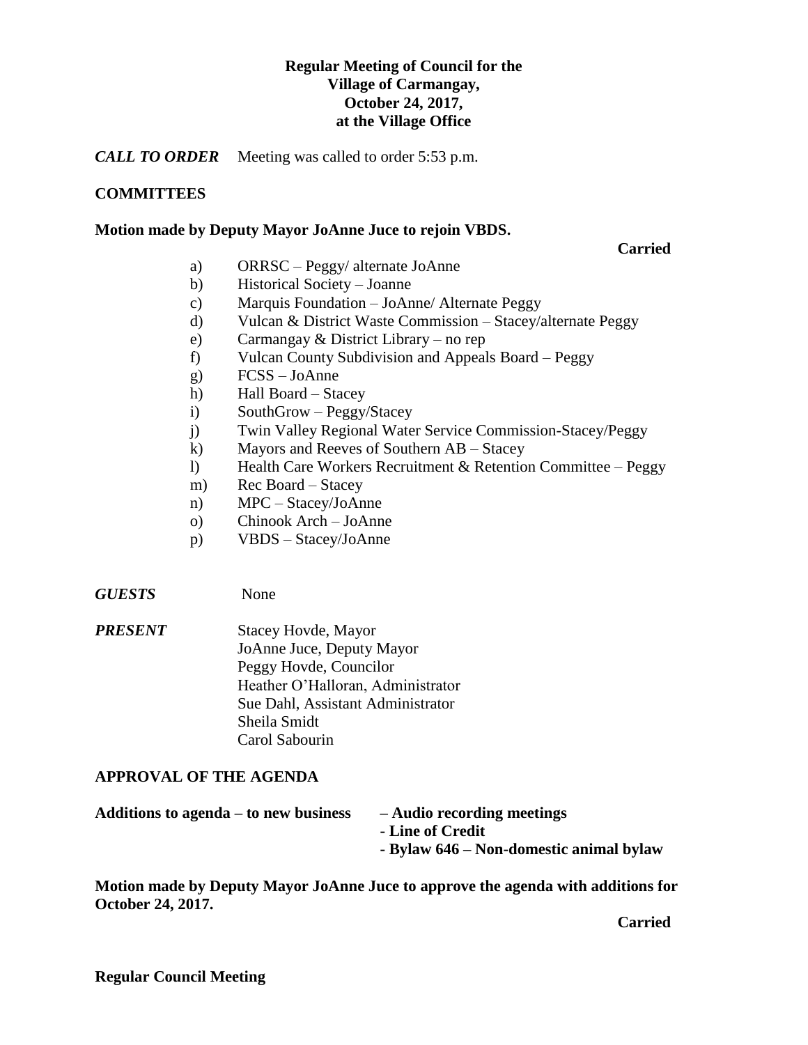**Regular Meeting of Council for the**
**Village of Carmangay,**
**October 24, 2017,**
**at the Village Office**

***CALL TO ORDER*** Meeting was called to order 5:53 p.m.

**COMMITTEES**

**Motion made by Deputy Mayor JoAnne Juce to rejoin VBDS.**

**Carried**

a) ORRSC – Peggy/ alternate JoAnne
b) Historical Society – Joanne
c) Marquis Foundation – JoAnne/ Alternate Peggy
d) Vulcan & District Waste Commission – Stacey/alternate Peggy
e) Carmangay & District Library – no rep
f) Vulcan County Subdivision and Appeals Board – Peggy
g) FCSS – JoAnne
h) Hall Board – Stacey
i) SouthGrow – Peggy/Stacey
j) Twin Valley Regional Water Service Commission-Stacey/Peggy
k) Mayors and Reeves of Southern AB – Stacey
l) Health Care Workers Recruitment & Retention Committee – Peggy
m) Rec Board – Stacey
n) MPC – Stacey/JoAnne
o) Chinook Arch – JoAnne
p) VBDS – Stacey/JoAnne

***GUESTS*** None

***PRESENT*** Stacey Hovde, Mayor
JoAnne Juce, Deputy Mayor
Peggy Hovde, Councilor
Heather O'Halloran, Administrator
Sue Dahl, Assistant Administrator
Sheila Smidt
Carol Sabourin

**APPROVAL OF THE AGENDA**

**Additions to agenda – to new business** **– Audio recording meetings**
**- Line of Credit**
**- Bylaw 646 – Non-domestic animal bylaw**

**Motion made by Deputy Mayor JoAnne Juce to approve the agenda with additions for October 24, 2017.**

**Carried**

**Regular Council Meeting**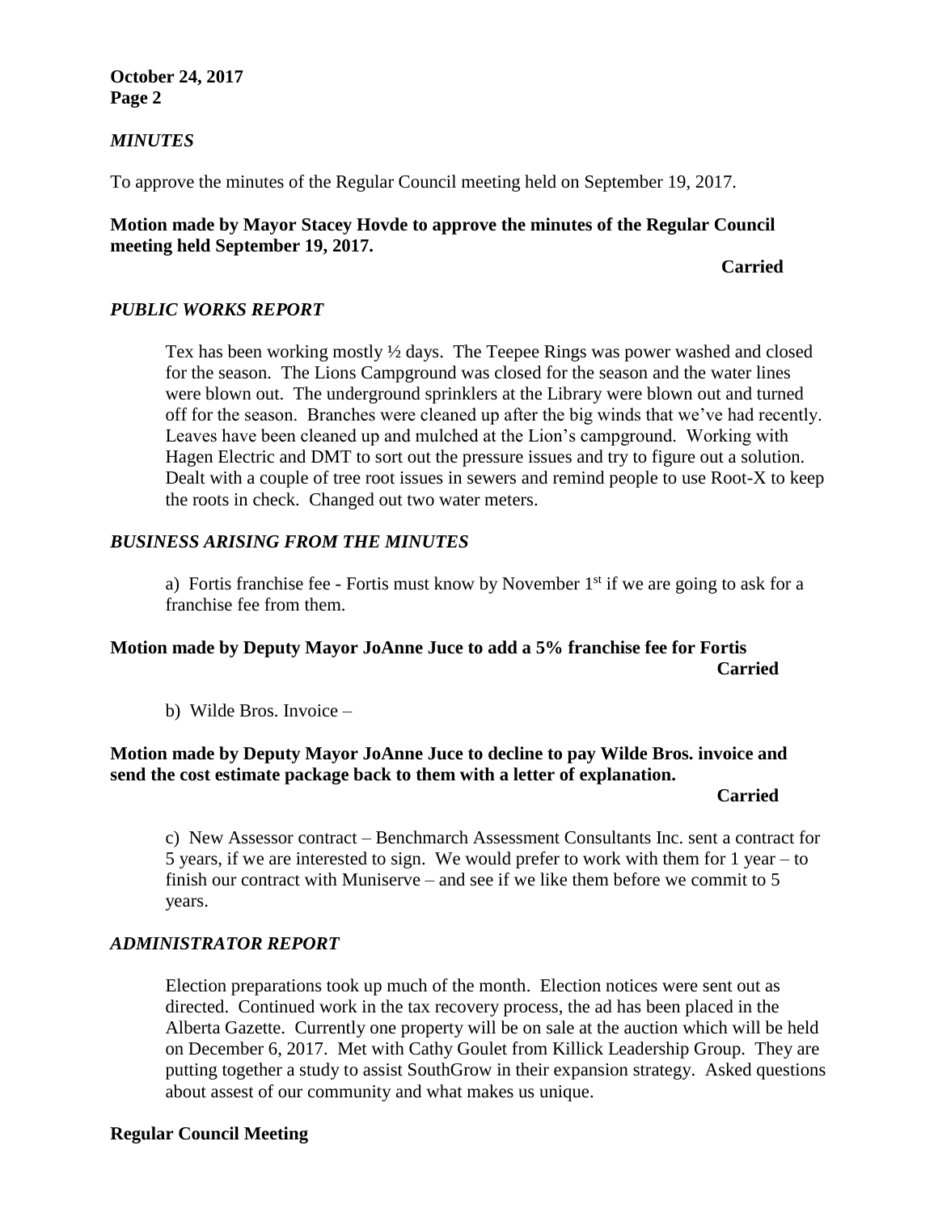*MINUTES*

To approve the minutes of the Regular Council meeting held on September 19, 2017.

**Motion made by Mayor Stacey Hovde to approve the minutes of the Regular Council meeting held September 19, 2017.**

**Carried**

*PUBLIC WORKS REPORT*

Tex has been working mostly ½ days. The Teepee Rings was power washed and closed for the season. The Lions Campground was closed for the season and the water lines were blown out. The underground sprinklers at the Library were blown out and turned off for the season. Branches were cleaned up after the big winds that we've had recently. Leaves have been cleaned up and mulched at the Lion's campground. Working with Hagen Electric and DMT to sort out the pressure issues and try to figure out a solution. Dealt with a couple of tree root issues in sewers and remind people to use Root-X to keep the roots in check. Changed out two water meters.

*BUSINESS ARISING FROM THE MINUTES*

a) Fortis franchise fee - Fortis must know by November 1st if we are going to ask for a franchise fee from them.

**Motion made by Deputy Mayor JoAnne Juce to add a 5% franchise fee for Fortis**

**Carried**

b) Wilde Bros. Invoice –

**Motion made by Deputy Mayor JoAnne Juce to decline to pay Wilde Bros. invoice and send the cost estimate package back to them with a letter of explanation.**

**Carried**

c) New Assessor contract – Benchmarch Assessment Consultants Inc. sent a contract for 5 years, if we are interested to sign. We would prefer to work with them for 1 year – to finish our contract with Muniserve – and see if we like them before we commit to 5 years.

*ADMINISTRATOR REPORT*

Election preparations took up much of the month. Election notices were sent out as directed. Continued work in the tax recovery process, the ad has been placed in the Alberta Gazette. Currently one property will be on sale at the auction which will be held on December 6, 2017. Met with Cathy Goulet from Killick Leadership Group. They are putting together a study to assist SouthGrow in their expansion strategy. Asked questions about assest of our community and what makes us unique.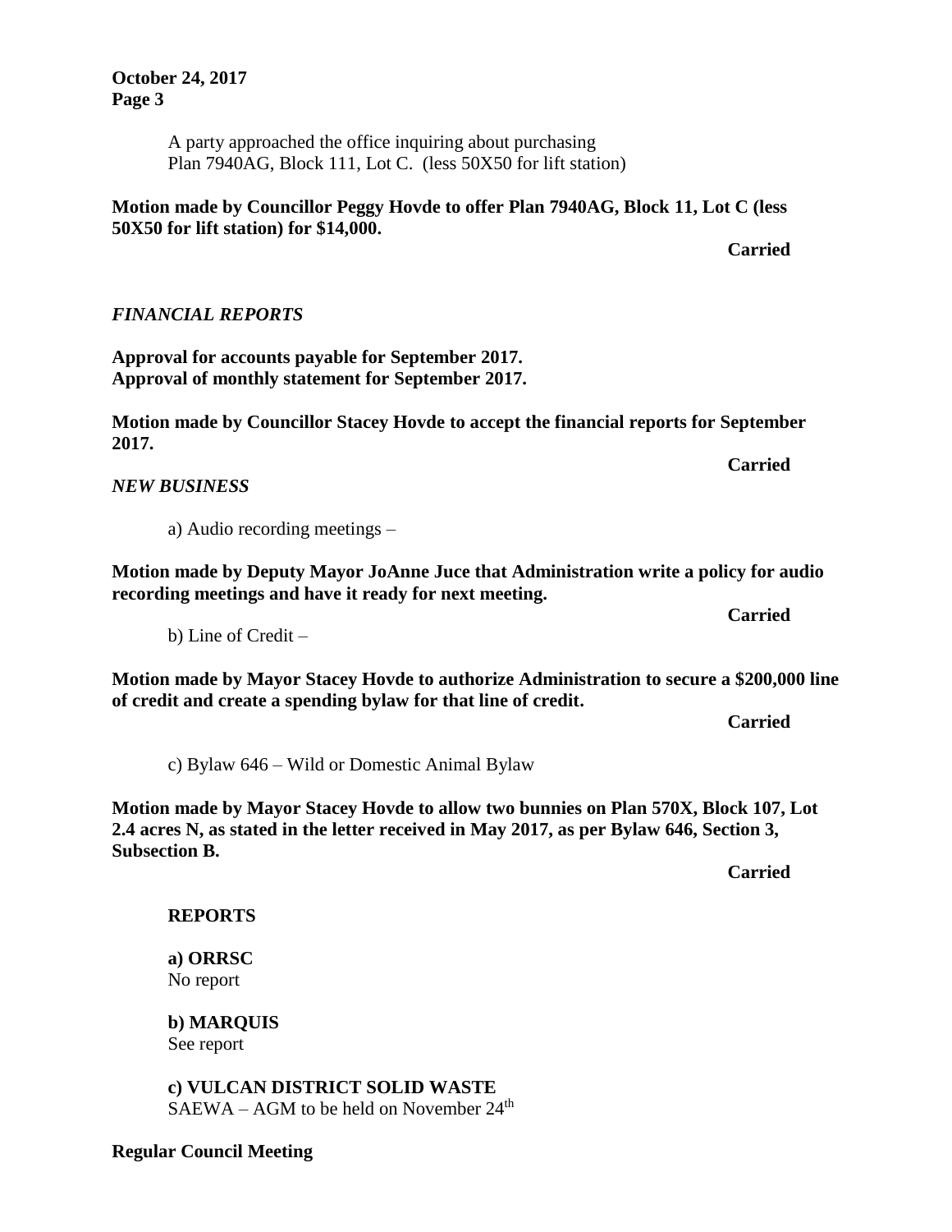A party approached the office inquiring about purchasing Plan 7940AG, Block 111, Lot C. (less 50X50 for lift station)

**Motion made by Councillor Peggy Hovde to offer Plan 7940AG, Block 11, Lot C (less 50X50 for lift station) for $14,000.**

**Carried**

### *FINANCIAL REPORTS*

**Approval for accounts payable for September 2017.**
**Approval of monthly statement for September 2017.**

**Motion made by Councillor Stacey Hovde to accept the financial reports for September 2017.**

**Carried**

### *NEW BUSINESS*

a) Audio recording meetings –

**Motion made by Deputy Mayor JoAnne Juce that Administration write a policy for audio recording meetings and have it ready for next meeting.**

**Carried**

b) Line of Credit –

**Motion made by Mayor Stacey Hovde to authorize Administration to secure a $200,000 line of credit and create a spending bylaw for that line of credit.**

**Carried**

c) Bylaw 646 – Wild or Domestic Animal Bylaw

**Motion made by Mayor Stacey Hovde to allow two bunnies on Plan 570X, Block 107, Lot 2.4 acres N, as stated in the letter received in May 2017, as per Bylaw 646, Section 3, Subsection B.**

**Carried**

### REPORTS

**a) ORRSC**
No report

**b) MARQUIS**
See report

**c) VULCAN DISTRICT SOLID WASTE**
SAEWA – AGM to be held on November 24th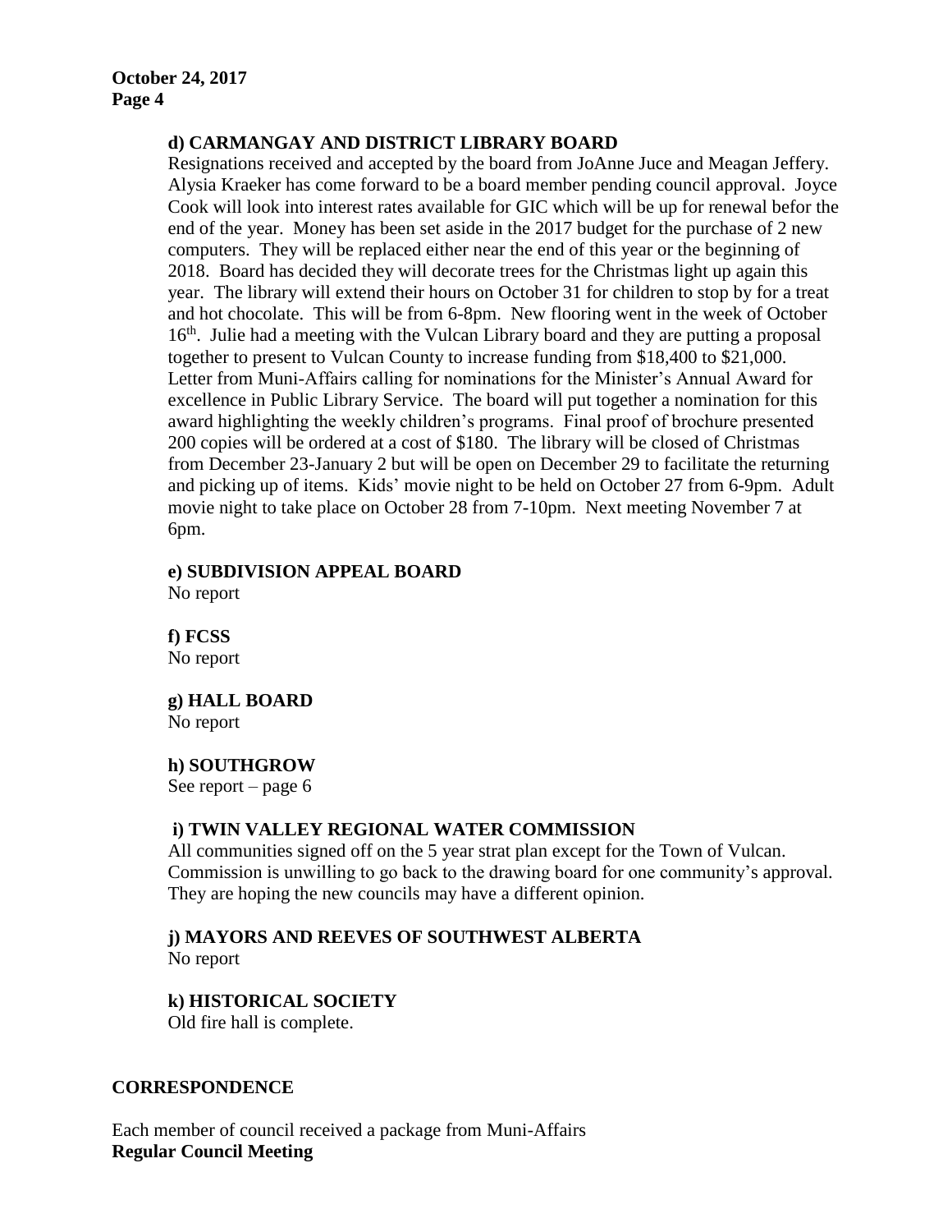**d) CARMANGAY AND DISTRICT LIBRARY BOARD**

Resignations received and accepted by the board from JoAnne Juce and Meagan Jeffery. Alysia Kraeker has come forward to be a board member pending council approval. Joyce Cook will look into interest rates available for GIC which will be up for renewal befor the end of the year. Money has been set aside in the 2017 budget for the purchase of 2 new computers. They will be replaced either near the end of this year or the beginning of 2018. Board has decided they will decorate trees for the Christmas light up again this year. The library will extend their hours on October 31 for children to stop by for a treat and hot chocolate. This will be from 6-8pm. New flooring went in the week of October 16th. Julie had a meeting with the Vulcan Library board and they are putting a proposal together to present to Vulcan County to increase funding from $18,400 to $21,000. Letter from Muni-Affairs calling for nominations for the Minister's Annual Award for excellence in Public Library Service. The board will put together a nomination for this award highlighting the weekly children's programs. Final proof of brochure presented 200 copies will be ordered at a cost of $180. The library will be closed of Christmas from December 23-January 2 but will be open on December 29 to facilitate the returning and picking up of items. Kids' movie night to be held on October 27 from 6-9pm. Adult movie night to take place on October 28 from 7-10pm. Next meeting November 7 at 6pm.

**e) SUBDIVISION APPEAL BOARD**

No report

**f) FCSS**

No report

**g) HALL BOARD**

No report

**h) SOUTHGROW**

See report – page 6

**i) TWIN VALLEY REGIONAL WATER COMMISSION**

All communities signed off on the 5 year strat plan except for the Town of Vulcan. Commission is unwilling to go back to the drawing board for one community's approval. They are hoping the new councils may have a different opinion.

**j) MAYORS AND REEVES OF SOUTHWEST ALBERTA**

No report

**k) HISTORICAL SOCIETY**

Old fire hall is complete.

**CORRESPONDENCE**

Each member of council received a package from Muni-Affairs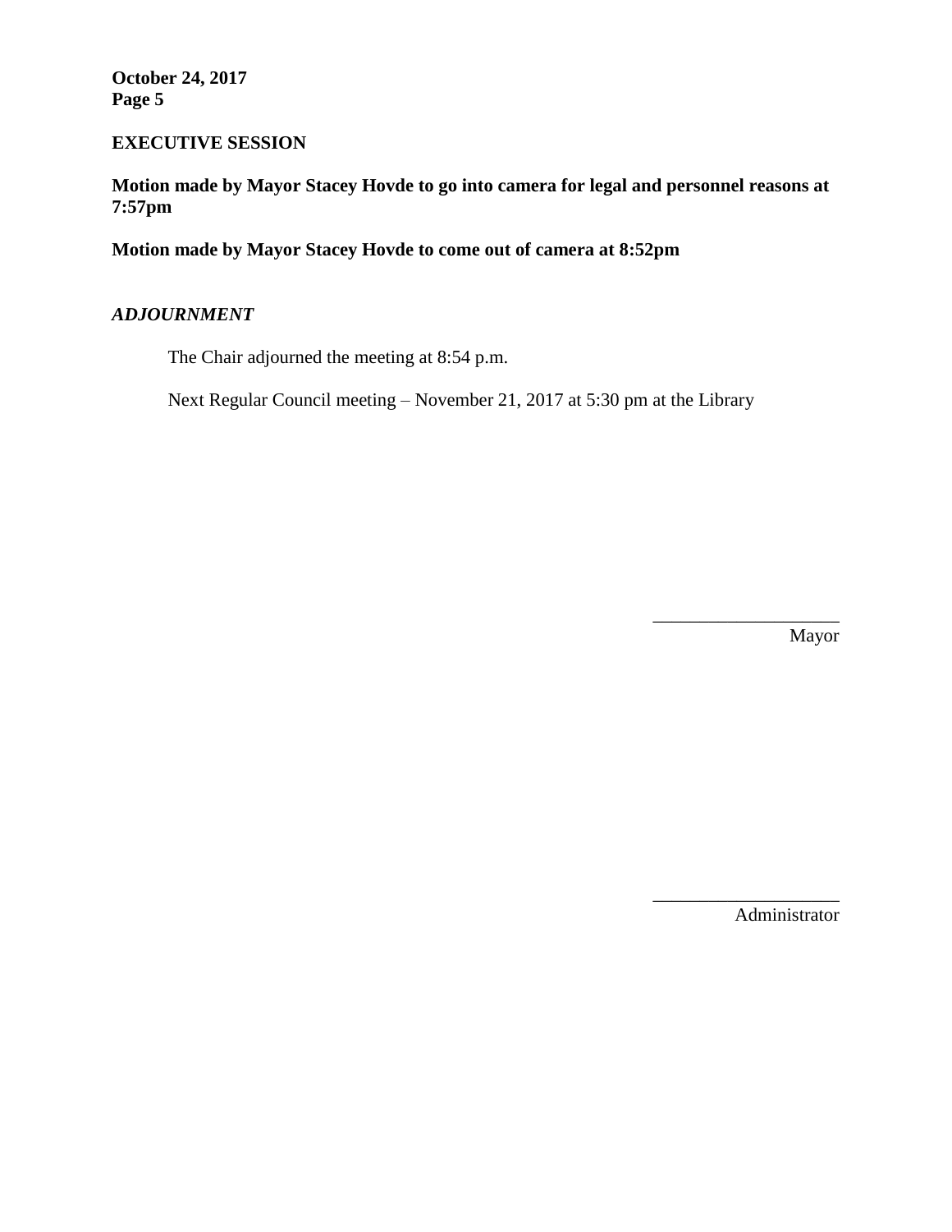## EXECUTIVE SESSION

**Motion made by Mayor Stacey Hovde to go into camera for legal and personnel reasons at 7:57pm**

**Motion made by Mayor Stacey Hovde to come out of camera at 8:52pm**

### *ADJOURNMENT*

The Chair adjourned the meeting at 8:54 p.m.

Next Regular Council meeting – November 21, 2017 at 5:30 pm at the Library

\_\_\_\_\_\_\_\_\_\_\_\_\_\_\_\_\_\_\_\_

Mayor

\_\_\_\_\_\_\_\_\_\_\_\_\_\_\_\_\_\_\_\_

Administrator